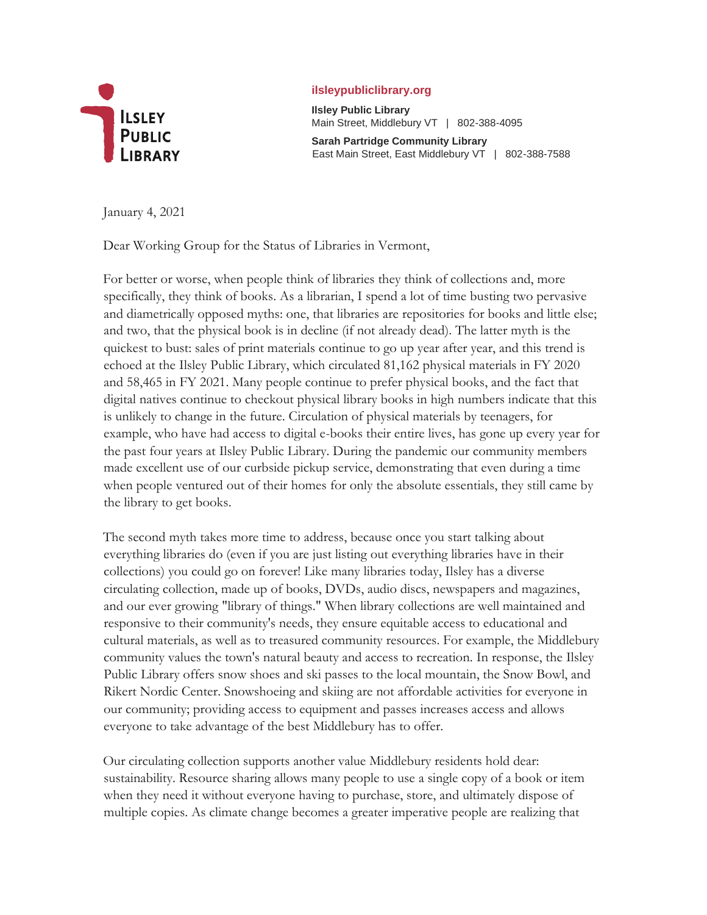**ILSLEY PUBLIC LIBRARY**

**ilsleypubliclibrary.org**

**Ilsley Public Library**
Main Street, Middlebury VT | 802-388-4095

**Sarah Partridge Community Library**
East Main Street, East Middlebury VT | 802-388-7588

January 4, 2021

Dear Working Group for the Status of Libraries in Vermont,

For better or worse, when people think of libraries they think of collections and, more specifically, they think of books. As a librarian, I spend a lot of time busting two pervasive and diametrically opposed myths: one, that libraries are repositories for books and little else; and two, that the physical book is in decline (if not already dead). The latter myth is the quickest to bust: sales of print materials continue to go up year after year, and this trend is echoed at the Ilsley Public Library, which circulated 81,162 physical materials in FY 2020 and 58,465 in FY 2021. Many people continue to prefer physical books, and the fact that digital natives continue to checkout physical library books in high numbers indicate that this is unlikely to change in the future. Circulation of physical materials by teenagers, for example, who have had access to digital e-books their entire lives, has gone up every year for the past four years at Ilsley Public Library. During the pandemic our community members made excellent use of our curbside pickup service, demonstrating that even during a time when people ventured out of their homes for only the absolute essentials, they still came by the library to get books.

The second myth takes more time to address, because once you start talking about everything libraries do (even if you are just listing out everything libraries have in their collections) you could go on forever! Like many libraries today, Ilsley has a diverse circulating collection, made up of books, DVDs, audio discs, newspapers and magazines, and our ever growing "library of things." When library collections are well maintained and responsive to their community's needs, they ensure equitable access to educational and cultural materials, as well as to treasured community resources. For example, the Middlebury community values the town's natural beauty and access to recreation. In response, the Ilsley Public Library offers snow shoes and ski passes to the local mountain, the Snow Bowl, and Rikert Nordic Center. Snowshoeing and skiing are not affordable activities for everyone in our community; providing access to equipment and passes increases access and allows everyone to take advantage of the best Middlebury has to offer.

Our circulating collection supports another value Middlebury residents hold dear: sustainability. Resource sharing allows many people to use a single copy of a book or item when they need it without everyone having to purchase, store, and ultimately dispose of multiple copies. As climate change becomes a greater imperative people are realizing that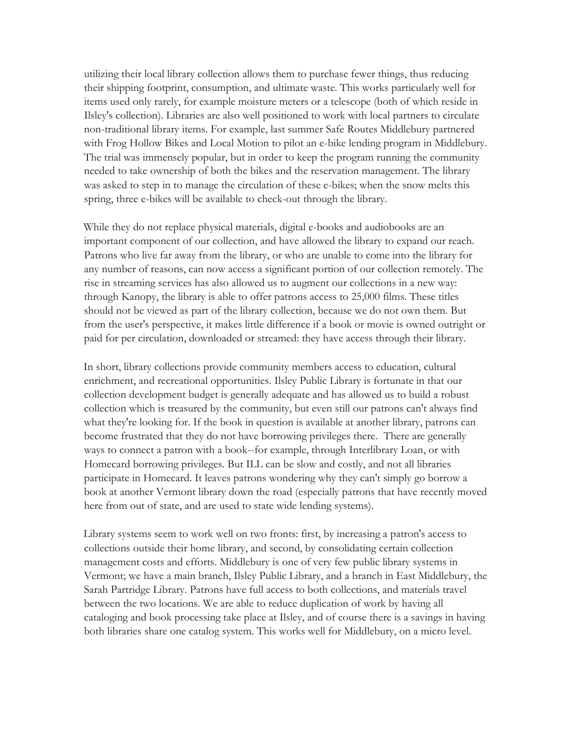utilizing their local library collection allows them to purchase fewer things, thus reducing their shipping footprint, consumption, and ultimate waste. This works particularly well for items used only rarely, for example moisture meters or a telescope (both of which reside in Ilsley's collection). Libraries are also well positioned to work with local partners to circulate non-traditional library items. For example, last summer Safe Routes Middlebury partnered with Frog Hollow Bikes and Local Motion to pilot an e-bike lending program in Middlebury. The trial was immensely popular, but in order to keep the program running the community needed to take ownership of both the bikes and the reservation management. The library was asked to step in to manage the circulation of these e-bikes; when the snow melts this spring, three e-bikes will be available to check-out through the library.

While they do not replace physical materials, digital e-books and audiobooks are an important component of our collection, and have allowed the library to expand our reach. Patrons who live far away from the library, or who are unable to come into the library for any number of reasons, can now access a significant portion of our collection remotely. The rise in streaming services has also allowed us to augment our collections in a new way: through Kanopy, the library is able to offer patrons access to 25,000 films. These titles should not be viewed as part of the library collection, because we do not own them. But from the user's perspective, it makes little difference if a book or movie is owned outright or paid for per circulation, downloaded or streamed: they have access through their library.

In short, library collections provide community members access to education, cultural enrichment, and recreational opportunities. Ilsley Public Library is fortunate in that our collection development budget is generally adequate and has allowed us to build a robust collection which is treasured by the community, but even still our patrons can't always find what they're looking for. If the book in question is available at another library, patrons can become frustrated that they do not have borrowing privileges there. There are generally ways to connect a patron with a book--for example, through Interlibrary Loan, or with Homecard borrowing privileges. But ILL can be slow and costly, and not all libraries participate in Homecard. It leaves patrons wondering why they can't simply go borrow a book at another Vermont library down the road (especially patrons that have recently moved here from out of state, and are used to state wide lending systems).

Library systems seem to work well on two fronts: first, by increasing a patron's access to collections outside their home library, and second, by consolidating certain collection management costs and efforts. Middlebury is one of very few public library systems in Vermont; we have a main branch, Ilsley Public Library, and a branch in East Middlebury, the Sarah Partridge Library. Patrons have full access to both collections, and materials travel between the two locations. We are able to reduce duplication of work by having all cataloging and book processing take place at Ilsley, and of course there is a savings in having both libraries share one catalog system. This works well for Middlebury, on a micro level.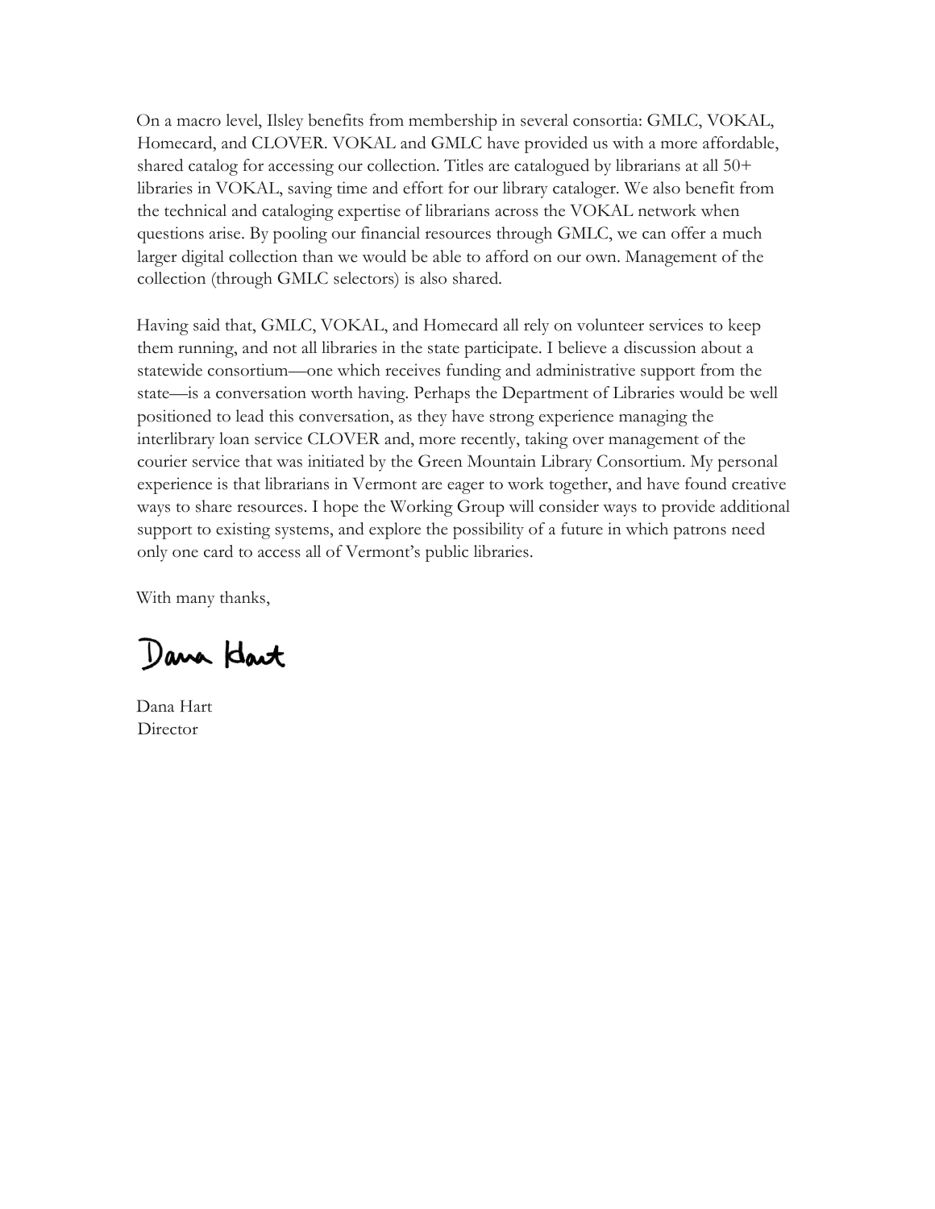On a macro level, Ilsley benefits from membership in several consortia: GMLC, VOKAL, Homecard, and CLOVER. VOKAL and GMLC have provided us with a more affordable, shared catalog for accessing our collection. Titles are catalogued by librarians at all 50+ libraries in VOKAL, saving time and effort for our library cataloger. We also benefit from the technical and cataloging expertise of librarians across the VOKAL network when questions arise. By pooling our financial resources through GMLC, we can offer a much larger digital collection than we would be able to afford on our own. Management of the collection (through GMLC selectors) is also shared.

Having said that, GMLC, VOKAL, and Homecard all rely on volunteer services to keep them running, and not all libraries in the state participate. I believe a discussion about a statewide consortium—one which receives funding and administrative support from the state—is a conversation worth having. Perhaps the Department of Libraries would be well positioned to lead this conversation, as they have strong experience managing the interlibrary loan service CLOVER and, more recently, taking over management of the courier service that was initiated by the Green Mountain Library Consortium. My personal experience is that librarians in Vermont are eager to work together, and have found creative ways to share resources. I hope the Working Group will consider ways to provide additional support to existing systems, and explore the possibility of a future in which patrons need only one card to access all of Vermont's public libraries.

With many thanks,

Dana Hart

Dana Hart
Director